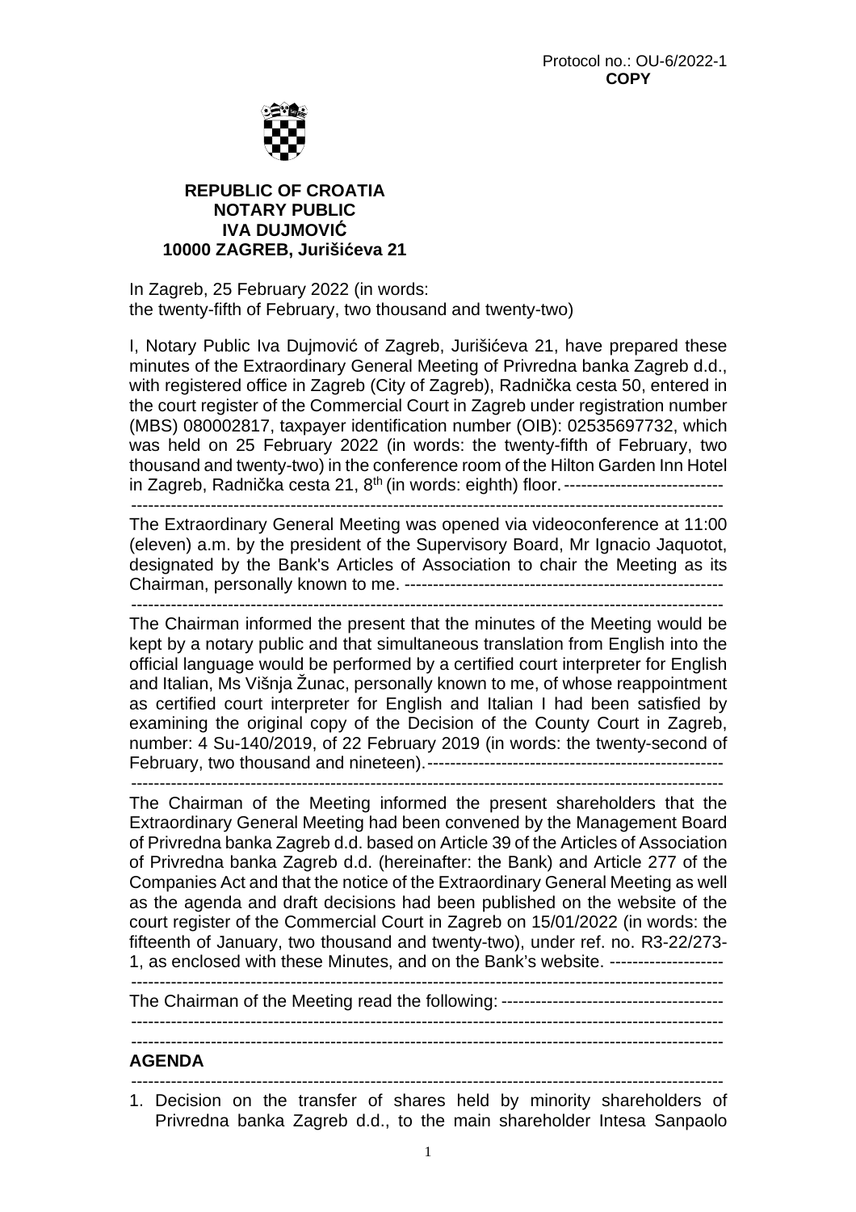Protocol no.: OU-6/2022-1
**COPY**

**REPUBLIC OF CROATIA**
**NOTARY PUBLIC**
**IVA DUJMOVIĆ**
**10000 ZAGREB, Jurišićeva 21**

In Zagreb, 25 February 2022 (in words:
the twenty-fifth of February, two thousand and twenty-two)

I, Notary Public Iva Dujmović of Zagreb, Jurišićeva 21, have prepared these minutes of the Extraordinary General Meeting of Privredna banka Zagreb d.d., with registered office in Zagreb (City of Zagreb), Radnička cesta 50, entered in the court register of the Commercial Court in Zagreb under registration number (MBS) 080002817, taxpayer identification number (OIB): 02535697732, which was held on 25 February 2022 (in words: the twenty-fifth of February, two thousand and twenty-two) in the conference room of the Hilton Garden Inn Hotel in Zagreb, Radnička cesta 21, 8th (in words: eighth) floor. ----------------------------

----------------------------------------------------------------------------------------------------------

The Extraordinary General Meeting was opened via videoconference at 11:00 (eleven) a.m. by the president of the Supervisory Board, Mr Ignacio Jaquotot, designated by the Bank's Articles of Association to chair the Meeting as its Chairman, personally known to me. --------------------------------------------------------

----------------------------------------------------------------------------------------------------------

The Chairman informed the present that the minutes of the Meeting would be kept by a notary public and that simultaneous translation from English into the official language would be performed by a certified court interpreter for English and Italian, Ms Višnja Žunac, personally known to me, of whose reappointment as certified court interpreter for English and Italian I had been satisfied by examining the original copy of the Decision of the County Court in Zagreb, number: 4 Su-140/2019, of 22 February 2019 (in words: the twenty-second of February, two thousand and nineteen). ----------------------------------------------------

----------------------------------------------------------------------------------------------------------

The Chairman of the Meeting informed the present shareholders that the Extraordinary General Meeting had been convened by the Management Board of Privredna banka Zagreb d.d. based on Article 39 of the Articles of Association of Privredna banka Zagreb d.d. (hereinafter: the Bank) and Article 277 of the Companies Act and that the notice of the Extraordinary General Meeting as well as the agenda and draft decisions had been published on the website of the court register of the Commercial Court in Zagreb on 15/01/2022 (in words: the fifteenth of January, two thousand and twenty-two), under ref. no. R3-22/273-1, as enclosed with these Minutes, and on the Bank's website. --------------------

----------------------------------------------------------------------------------------------------------

The Chairman of the Meeting read the following: --------------------------------------

----------------------------------------------------------------------------------------------------------

----------------------------------------------------------------------------------------------------------

**AGENDA**

----------------------------------------------------------------------------------------------------------

1. Decision on the transfer of shares held by minority shareholders of Privredna banka Zagreb d.d., to the main shareholder Intesa Sanpaolo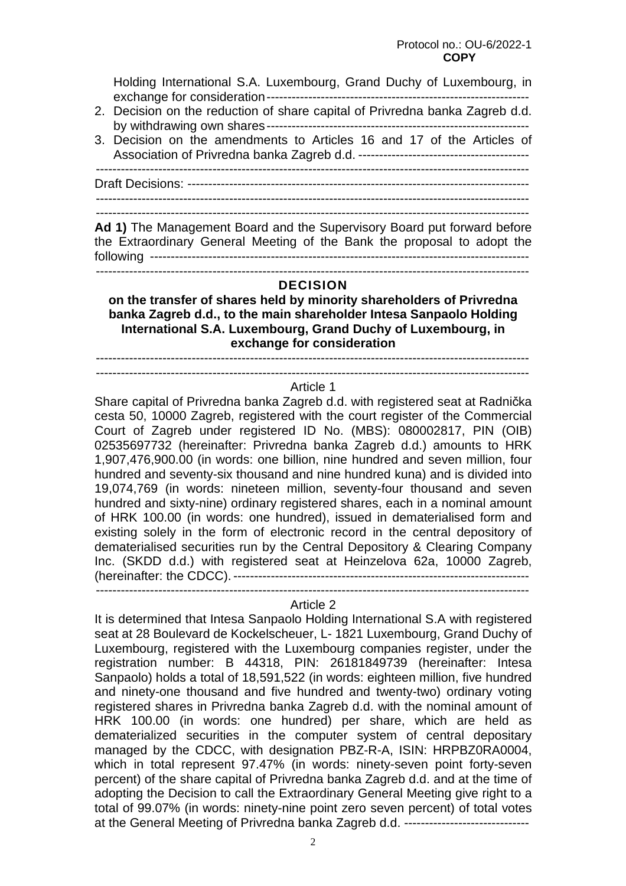Protocol no.: OU-6/2022-1
**COPY**

Holding International S.A. Luxembourg, Grand Duchy of Luxembourg, in exchange for consideration---------------------------------------------------------------

2. Decision on the reduction of share capital of Privredna banka Zagreb d.d. by withdrawing own shares---------------------------------------------------------------
3. Decision on the amendments to Articles 16 and 17 of the Articles of Association of Privredna banka Zagreb d.d. -----------------------------------------

-----------------------------------------------------------------------------------------------------

Draft Decisions: ------------------------------------------------------------------------------------

-----------------------------------------------------------------------------------------------------

-----------------------------------------------------------------------------------------------------

**Ad 1)** The Management Board and the Supervisory Board put forward before the Extraordinary General Meeting of the Bank the proposal to adopt the following -------------------------------------------------------------------------------------------

-----------------------------------------------------------------------------------------------------

**DECISION**

**on the transfer of shares held by minority shareholders of Privredna banka Zagreb d.d., to the main shareholder Intesa Sanpaolo Holding International S.A. Luxembourg, Grand Duchy of Luxembourg, in exchange for consideration**

-----------------------------------------------------------------------------------------------------

-----------------------------------------------------------------------------------------------------

Article 1

Share capital of Privredna banka Zagreb d.d. with registered seat at Radnička cesta 50, 10000 Zagreb, registered with the court register of the Commercial Court of Zagreb under registered ID No. (MBS): 080002817, PIN (OIB) 02535697732 (hereinafter: Privredna banka Zagreb d.d.) amounts to HRK 1,907,476,900.00 (in words: one billion, nine hundred and seven million, four hundred and seventy-six thousand and nine hundred kuna) and is divided into 19,074,769 (in words: nineteen million, seventy-four thousand and seven hundred and sixty-nine) ordinary registered shares, each in a nominal amount of HRK 100.00 (in words: one hundred), issued in dematerialised form and existing solely in the form of electronic record in the central depository of dematerialised securities run by the Central Depository & Clearing Company Inc. (SKDD d.d.) with registered seat at Heinzelova 62a, 10000 Zagreb, (hereinafter: the CDCC). ------------------------------------------------------------------------

-----------------------------------------------------------------------------------------------------

Article 2

It is determined that Intesa Sanpaolo Holding International S.A with registered seat at 28 Boulevard de Kockelscheuer, L- 1821 Luxembourg, Grand Duchy of Luxembourg, registered with the Luxembourg companies register, under the registration number: B 44318, PIN: 26181849739 (hereinafter: Intesa Sanpaolo) holds a total of 18,591,522 (in words: eighteen million, five hundred and ninety-one thousand and five hundred and twenty-two) ordinary voting registered shares in Privredna banka Zagreb d.d. with the nominal amount of HRK 100.00 (in words: one hundred) per share, which are held as dematerialized securities in the computer system of central depositary managed by the CDCC, with designation PBZ-R-A, ISIN: HRPBZ0RA0004, which in total represent 97.47% (in words: ninety-seven point forty-seven percent) of the share capital of Privredna banka Zagreb d.d. and at the time of adopting the Decision to call the Extraordinary General Meeting give right to a total of 99.07% (in words: ninety-nine point zero seven percent) of total votes at the General Meeting of Privredna banka Zagreb d.d. ------------------------------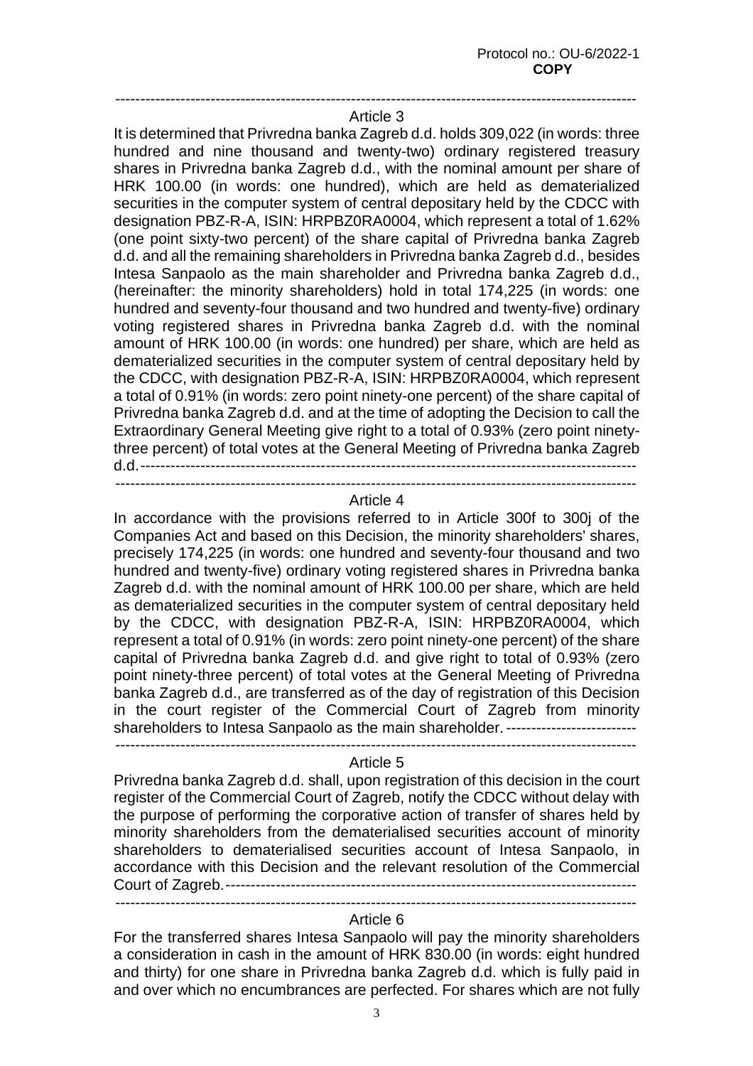Protocol no.: OU-6/2022-1
**COPY**

---

### Article 3

It is determined that Privredna banka Zagreb d.d. holds 309,022 (in words: three hundred and nine thousand and twenty-two) ordinary registered treasury shares in Privredna banka Zagreb d.d., with the nominal amount per share of HRK 100.00 (in words: one hundred), which are held as dematerialized securities in the computer system of central depositary held by the CDCC with designation PBZ-R-A, ISIN: HRPBZ0RA0004, which represent a total of 1.62% (one point sixty-two percent) of the share capital of Privredna banka Zagreb d.d. and all the remaining shareholders in Privredna banka Zagreb d.d., besides Intesa Sanpaolo as the main shareholder and Privredna banka Zagreb d.d., (hereinafter: the minority shareholders) hold in total 174,225 (in words: one hundred and seventy-four thousand and two hundred and twenty-five) ordinary voting registered shares in Privredna banka Zagreb d.d. with the nominal amount of HRK 100.00 (in words: one hundred) per share, which are held as dematerialized securities in the computer system of central depositary held by the CDCC, with designation PBZ-R-A, ISIN: HRPBZ0RA0004, which represent a total of 0.91% (in words: zero point ninety-one percent) of the share capital of Privredna banka Zagreb d.d. and at the time of adopting the Decision to call the Extraordinary General Meeting give right to a total of 0.93% (zero point ninety-three percent) of total votes at the General Meeting of Privredna banka Zagreb d.d.---------------------------------------------------------------------------------------------------

---

### Article 4

In accordance with the provisions referred to in Article 300f to 300j of the Companies Act and based on this Decision, the minority shareholders' shares, precisely 174,225 (in words: one hundred and seventy-four thousand and two hundred and twenty-five) ordinary voting registered shares in Privredna banka Zagreb d.d. with the nominal amount of HRK 100.00 per share, which are held as dematerialized securities in the computer system of central depositary held by the CDCC, with designation PBZ-R-A, ISIN: HRPBZ0RA0004, which represent a total of 0.91% (in words: zero point ninety-one percent) of the share capital of Privredna banka Zagreb d.d. and give right to total of 0.93% (zero point ninety-three percent) of total votes at the General Meeting of Privredna banka Zagreb d.d., are transferred as of the day of registration of this Decision in the court register of the Commercial Court of Zagreb from minority shareholders to Intesa Sanpaolo as the main shareholder. --------------------------

---

### Article 5

Privredna banka Zagreb d.d. shall, upon registration of this decision in the court register of the Commercial Court of Zagreb, notify the CDCC without delay with the purpose of performing the corporative action of transfer of shares held by minority shareholders from the dematerialised securities account of minority shareholders to dematerialised securities account of Intesa Sanpaolo, in accordance with this Decision and the relevant resolution of the Commercial Court of Zagreb.-----------------------------------------------------------------------------------

---

### Article 6

For the transferred shares Intesa Sanpaolo will pay the minority shareholders a consideration in cash in the amount of HRK 830.00 (in words: eight hundred and thirty) for one share in Privredna banka Zagreb d.d. which is fully paid in and over which no encumbrances are perfected. For shares which are not fully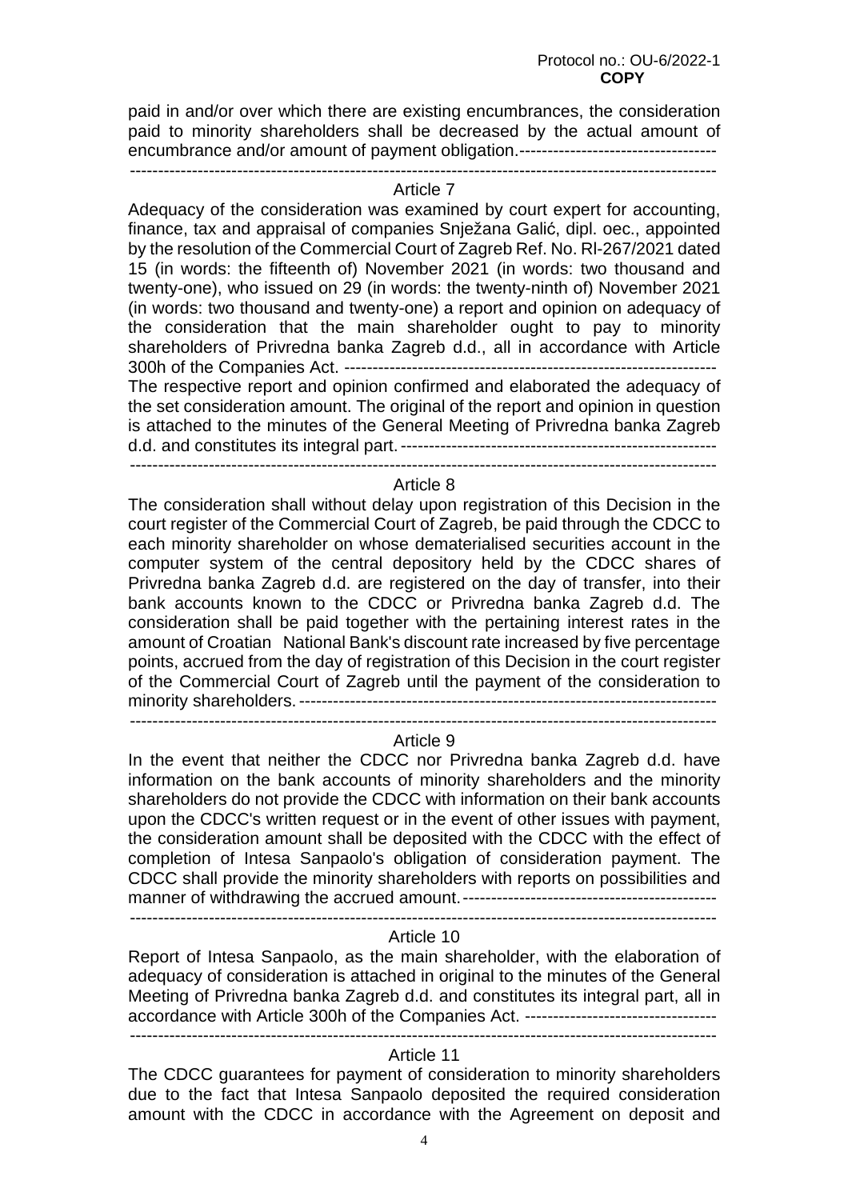paid in and/or over which there are existing encumbrances, the consideration paid to minority shareholders shall be decreased by the actual amount of encumbrance and/or amount of payment obligation.-----------------------------------
--------------------------------------------------------------------------------------------------------

## Article 7

Adequacy of the consideration was examined by court expert for accounting, finance, tax and appraisal of companies Snježana Galić, dipl. oec., appointed by the resolution of the Commercial Court of Zagreb Ref. No. Rl-267/2021 dated 15 (in words: the fifteenth of) November 2021 (in words: two thousand and twenty-one), who issued on 29 (in words: the twenty-ninth of) November 2021 (in words: two thousand and twenty-one) a report and opinion on adequacy of the consideration that the main shareholder ought to pay to minority shareholders of Privredna banka Zagreb d.d., all in accordance with Article 300h of the Companies Act. -------------------------------------------------------------------
The respective report and opinion confirmed and elaborated the adequacy of the set consideration amount. The original of the report and opinion in question is attached to the minutes of the General Meeting of Privredna banka Zagreb d.d. and constitutes its integral part. ---------------------------------------------------------
--------------------------------------------------------------------------------------------------------

## Article 8

The consideration shall without delay upon registration of this Decision in the court register of the Commercial Court of Zagreb, be paid through the CDCC to each minority shareholder on whose dematerialised securities account in the computer system of the central depository held by the CDCC shares of Privredna banka Zagreb d.d. are registered on the day of transfer, into their bank accounts known to the CDCC or Privredna banka Zagreb d.d. The consideration shall be paid together with the pertaining interest rates in the amount of Croatian National Bank's discount rate increased by five percentage points, accrued from the day of registration of this Decision in the court register of the Commercial Court of Zagreb until the payment of the consideration to minority shareholders. ---------------------------------------------------------------------------
--------------------------------------------------------------------------------------------------------

## Article 9

In the event that neither the CDCC nor Privredna banka Zagreb d.d. have information on the bank accounts of minority shareholders and the minority shareholders do not provide the CDCC with information on their bank accounts upon the CDCC's written request or in the event of other issues with payment, the consideration amount shall be deposited with the CDCC with the effect of completion of Intesa Sanpaolo's obligation of consideration payment. The CDCC shall provide the minority shareholders with reports on possibilities and manner of withdrawing the accrued amount.---------------------------------------------
--------------------------------------------------------------------------------------------------------

## Article 10

Report of Intesa Sanpaolo, as the main shareholder, with the elaboration of adequacy of consideration is attached in original to the minutes of the General Meeting of Privredna banka Zagreb d.d. and constitutes its integral part, all in accordance with Article 300h of the Companies Act. ----------------------------------
--------------------------------------------------------------------------------------------------------

## Article 11

The CDCC guarantees for payment of consideration to minority shareholders due to the fact that Intesa Sanpaolo deposited the required consideration amount with the CDCC in accordance with the Agreement on deposit and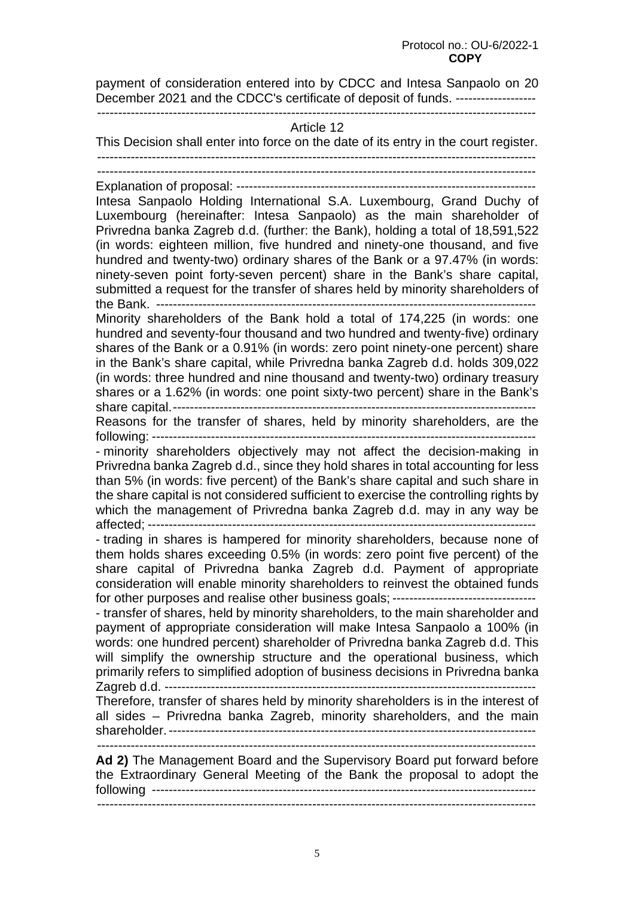payment of consideration entered into by CDCC and Intesa Sanpaolo on 20 December 2021 and the CDCC's certificate of deposit of funds. -------------------

---------------------------------------------------------------------------------------------------------

Article 12

This Decision shall enter into force on the date of its entry in the court register.

---------------------------------------------------------------------------------------------------------

---------------------------------------------------------------------------------------------------------

Explanation of proposal: ------------------------------------------------------------------------

Intesa Sanpaolo Holding International S.A. Luxembourg, Grand Duchy of Luxembourg (hereinafter: Intesa Sanpaolo) as the main shareholder of Privredna banka Zagreb d.d. (further: the Bank), holding a total of 18,591,522 (in words: eighteen million, five hundred and ninety-one thousand, and five hundred and twenty-two) ordinary shares of the Bank or a 97.47% (in words: ninety-seven point forty-seven percent) share in the Bank's share capital, submitted a request for the transfer of shares held by minority shareholders of the Bank. ------------------------------------------------------------------------------------------

Minority shareholders of the Bank hold a total of 174,225 (in words: one hundred and seventy-four thousand and two hundred and twenty-five) ordinary shares of the Bank or a 0.91% (in words: zero point ninety-one percent) share in the Bank's share capital, while Privredna banka Zagreb d.d. holds 309,022 (in words: three hundred and nine thousand and twenty-two) ordinary treasury shares or a 1.62% (in words: one point sixty-two percent) share in the Bank's share capital.-----------------------------------------------------------------------------------------

Reasons for the transfer of shares, held by minority shareholders, are the following: ---------------------------------------------------------------------------------------------

- minority shareholders objectively may not affect the decision-making in Privredna banka Zagreb d.d., since they hold shares in total accounting for less than 5% (in words: five percent) of the Bank's share capital and such share in the share capital is not considered sufficient to exercise the controlling rights by which the management of Privredna banka Zagreb d.d. may in any way be affected; ---------------------------------------------------------------------------------------------
- trading in shares is hampered for minority shareholders, because none of them holds shares exceeding 0.5% (in words: zero point five percent) of the share capital of Privredna banka Zagreb d.d. Payment of appropriate consideration will enable minority shareholders to reinvest the obtained funds for other purposes and realise other business goals; ---------------------------------
- transfer of shares, held by minority shareholders, to the main shareholder and payment of appropriate consideration will make Intesa Sanpaolo a 100% (in words: one hundred percent) shareholder of Privredna banka Zagreb d.d. This will simplify the ownership structure and the operational business, which primarily refers to simplified adoption of business decisions in Privredna banka Zagreb d.d. ------------------------------------------------------------------------------------

Therefore, transfer of shares held by minority shareholders is in the interest of all sides – Privredna banka Zagreb, minority shareholders, and the main shareholder. -----------------------------------------------------------------------------------------

---------------------------------------------------------------------------------------------------------

**Ad 2)** The Management Board and the Supervisory Board put forward before the Extraordinary General Meeting of the Bank the proposal to adopt the following ------------------------------------------------------------------------------------------

---------------------------------------------------------------------------------------------------------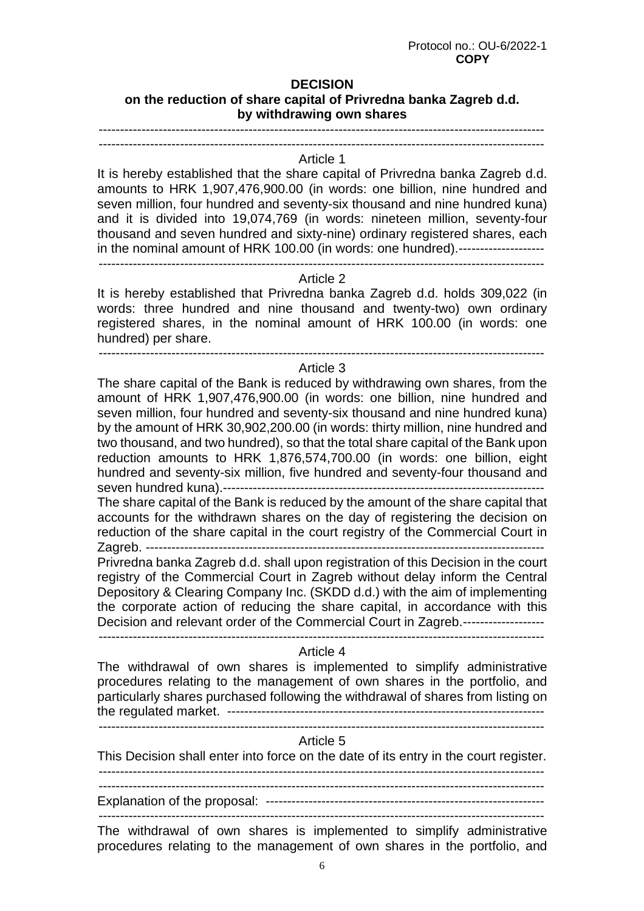Protocol no.: OU-6/2022-1
**COPY**

# DECISION
## on the reduction of share capital of Privredna banka Zagreb d.d. by withdrawing own shares

---

### Article 1

It is hereby established that the share capital of Privredna banka Zagreb d.d. amounts to HRK 1,907,476,900.00 (in words: one billion, nine hundred and seven million, four hundred and seventy-six thousand and nine hundred kuna) and it is divided into 19,074,769 (in words: nineteen million, seventy-four thousand and seven hundred and sixty-nine) ordinary registered shares, each in the nominal amount of HRK 100.00 (in words: one hundred).

---

### Article 2

It is hereby established that Privredna banka Zagreb d.d. holds 309,022 (in words: three hundred and nine thousand and twenty-two) own ordinary registered shares, in the nominal amount of HRK 100.00 (in words: one hundred) per share.

---

### Article 3

The share capital of the Bank is reduced by withdrawing own shares, from the amount of HRK 1,907,476,900.00 (in words: one billion, nine hundred and seven million, four hundred and seventy-six thousand and nine hundred kuna) by the amount of HRK 30,902,200.00 (in words: thirty million, nine hundred and two thousand, and two hundred), so that the total share capital of the Bank upon reduction amounts to HRK 1,876,574,700.00 (in words: one billion, eight hundred and seventy-six million, five hundred and seventy-four thousand and seven hundred kuna).

The share capital of the Bank is reduced by the amount of the share capital that accounts for the withdrawn shares on the day of registering the decision on reduction of the share capital in the court registry of the Commercial Court in Zagreb.

Privredna banka Zagreb d.d. shall upon registration of this Decision in the court registry of the Commercial Court in Zagreb without delay inform the Central Depository & Clearing Company Inc. (SKDD d.d.) with the aim of implementing the corporate action of reducing the share capital, in accordance with this Decision and relevant order of the Commercial Court in Zagreb.

---

### Article 4

The withdrawal of own shares is implemented to simplify administrative procedures relating to the management of own shares in the portfolio, and particularly shares purchased following the withdrawal of shares from listing on the regulated market.

---

### Article 5

This Decision shall enter into force on the date of its entry in the court register.

---

Explanation of the proposal:

---

The withdrawal of own shares is implemented to simplify administrative procedures relating to the management of own shares in the portfolio, and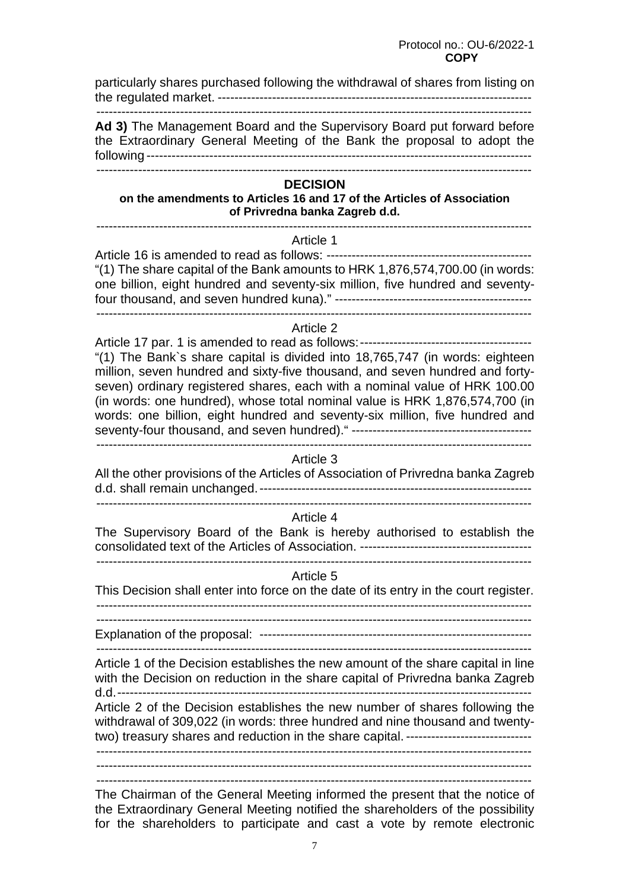Protocol no.: OU-6/2022-1
**COPY**

particularly shares purchased following the withdrawal of shares from listing on the regulated market. ---------------------------------------------------------------------------

---------------------------------------------------------------------------------------------------

**Ad 3)** The Management Board and the Supervisory Board put forward before the Extraordinary General Meeting of the Bank the proposal to adopt the following ------------------------------------------------------------------------------------------

---------------------------------------------------------------------------------------------------

**DECISION**

**on the amendments to Articles 16 and 17 of the Articles of Association of Privredna banka Zagreb d.d.**

---------------------------------------------------------------------------------------------------

Article 1

Article 16 is amended to read as follows: -------------------------------------------------
"(1) The share capital of the Bank amounts to HRK 1,876,574,700.00 (in words: one billion, eight hundred and seventy-six million, five hundred and seventy-four thousand, and seven hundred kuna)." -----------------------------------------------

---------------------------------------------------------------------------------------------------

Article 2

Article 17 par. 1 is amended to read as follows: ----------------------------------------
"(1) The Bank`s share capital is divided into 18,765,747 (in words: eighteen million, seven hundred and sixty-five thousand, and seven hundred and forty-seven) ordinary registered shares, each with a nominal value of HRK 100.00 (in words: one hundred), whose total nominal value is HRK 1,876,574,700 (in words: one billion, eight hundred and seventy-six million, five hundred and seventy-four thousand, and seven hundred)." -------------------------------------------

---------------------------------------------------------------------------------------------------

Article 3

All the other provisions of the Articles of Association of Privredna banka Zagreb d.d. shall remain unchanged. -----------------------------------------------------------------

---------------------------------------------------------------------------------------------------

Article 4

The Supervisory Board of the Bank is hereby authorised to establish the consolidated text of the Articles of Association. ----------------------------------------

---------------------------------------------------------------------------------------------------

Article 5

This Decision shall enter into force on the date of its entry in the court register.

---------------------------------------------------------------------------------------------------

---------------------------------------------------------------------------------------------------

Explanation of the proposal: ----------------------------------------------------------------

---------------------------------------------------------------------------------------------------

Article 1 of the Decision establishes the new amount of the share capital in line with the Decision on reduction in the share capital of Privredna banka Zagreb d.d. ---------------------------------------------------------------------------------------------

Article 2 of the Decision establishes the new number of shares following the withdrawal of 309,022 (in words: three hundred and nine thousand and twenty-two) treasury shares and reduction in the share capital. ------------------------------

---------------------------------------------------------------------------------------------------

---------------------------------------------------------------------------------------------------

---------------------------------------------------------------------------------------------------

The Chairman of the General Meeting informed the present that the notice of the Extraordinary General Meeting notified the shareholders of the possibility for the shareholders to participate and cast a vote by remote electronic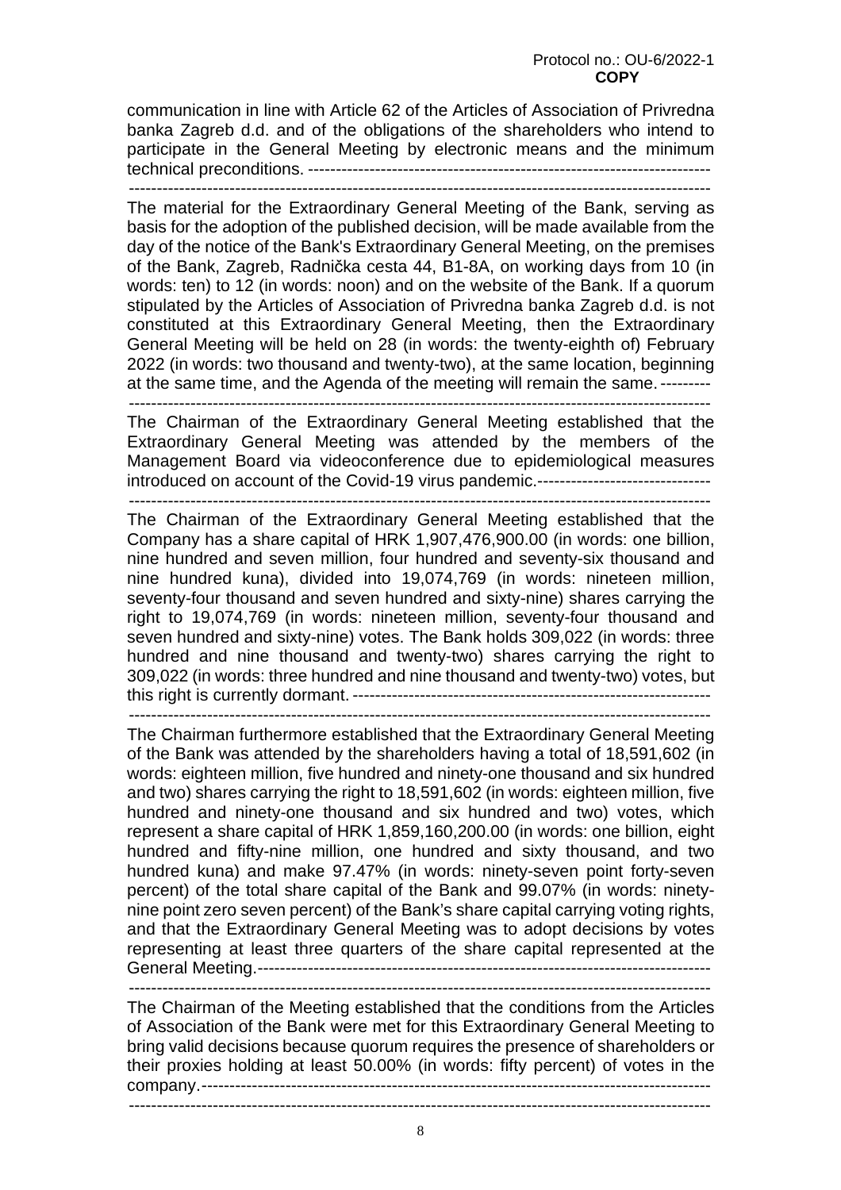communication in line with Article 62 of the Articles of Association of Privredna banka Zagreb d.d. and of the obligations of the shareholders who intend to participate in the General Meeting by electronic means and the minimum technical preconditions. --------------------------------------------------------------------------

----------------------------------------------------------------------------------------------------------

The material for the Extraordinary General Meeting of the Bank, serving as basis for the adoption of the published decision, will be made available from the day of the notice of the Bank's Extraordinary General Meeting, on the premises of the Bank, Zagreb, Radnička cesta 44, B1-8A, on working days from 10 (in words: ten) to 12 (in words: noon) and on the website of the Bank. If a quorum stipulated by the Articles of Association of Privredna banka Zagreb d.d. is not constituted at this Extraordinary General Meeting, then the Extraordinary General Meeting will be held on 28 (in words: the twenty-eighth of) February 2022 (in words: two thousand and twenty-two), at the same location, beginning at the same time, and the Agenda of the meeting will remain the same. ---------

----------------------------------------------------------------------------------------------------------

The Chairman of the Extraordinary General Meeting established that the Extraordinary General Meeting was attended by the members of the Management Board via videoconference due to epidemiological measures introduced on account of the Covid-19 virus pandemic.-------------------------------

----------------------------------------------------------------------------------------------------------

The Chairman of the Extraordinary General Meeting established that the Company has a share capital of HRK 1,907,476,900.00 (in words: one billion, nine hundred and seven million, four hundred and seventy-six thousand and nine hundred kuna), divided into 19,074,769 (in words: nineteen million, seventy-four thousand and seven hundred and sixty-nine) shares carrying the right to 19,074,769 (in words: nineteen million, seventy-four thousand and seven hundred and sixty-nine) votes. The Bank holds 309,022 (in words: three hundred and nine thousand and twenty-two) shares carrying the right to 309,022 (in words: three hundred and nine thousand and twenty-two) votes, but this right is currently dormant. -----------------------------------------------------------------

----------------------------------------------------------------------------------------------------------

The Chairman furthermore established that the Extraordinary General Meeting of the Bank was attended by the shareholders having a total of 18,591,602 (in words: eighteen million, five hundred and ninety-one thousand and six hundred and two) shares carrying the right to 18,591,602 (in words: eighteen million, five hundred and ninety-one thousand and six hundred and two) votes, which represent a share capital of HRK 1,859,160,200.00 (in words: one billion, eight hundred and fifty-nine million, one hundred and sixty thousand, and two hundred kuna) and make 97.47% (in words: ninety-seven point forty-seven percent) of the total share capital of the Bank and 99.07% (in words: ninety-nine point zero seven percent) of the Bank's share capital carrying voting rights, and that the Extraordinary General Meeting was to adopt decisions by votes representing at least three quarters of the share capital represented at the General Meeting.----------------------------------------------------------------------------------

----------------------------------------------------------------------------------------------------------

The Chairman of the Meeting established that the conditions from the Articles of Association of the Bank were met for this Extraordinary General Meeting to bring valid decisions because quorum requires the presence of shareholders or their proxies holding at least 50.00% (in words: fifty percent) of votes in the company.------------------------------------------------------------------------------------------

----------------------------------------------------------------------------------------------------------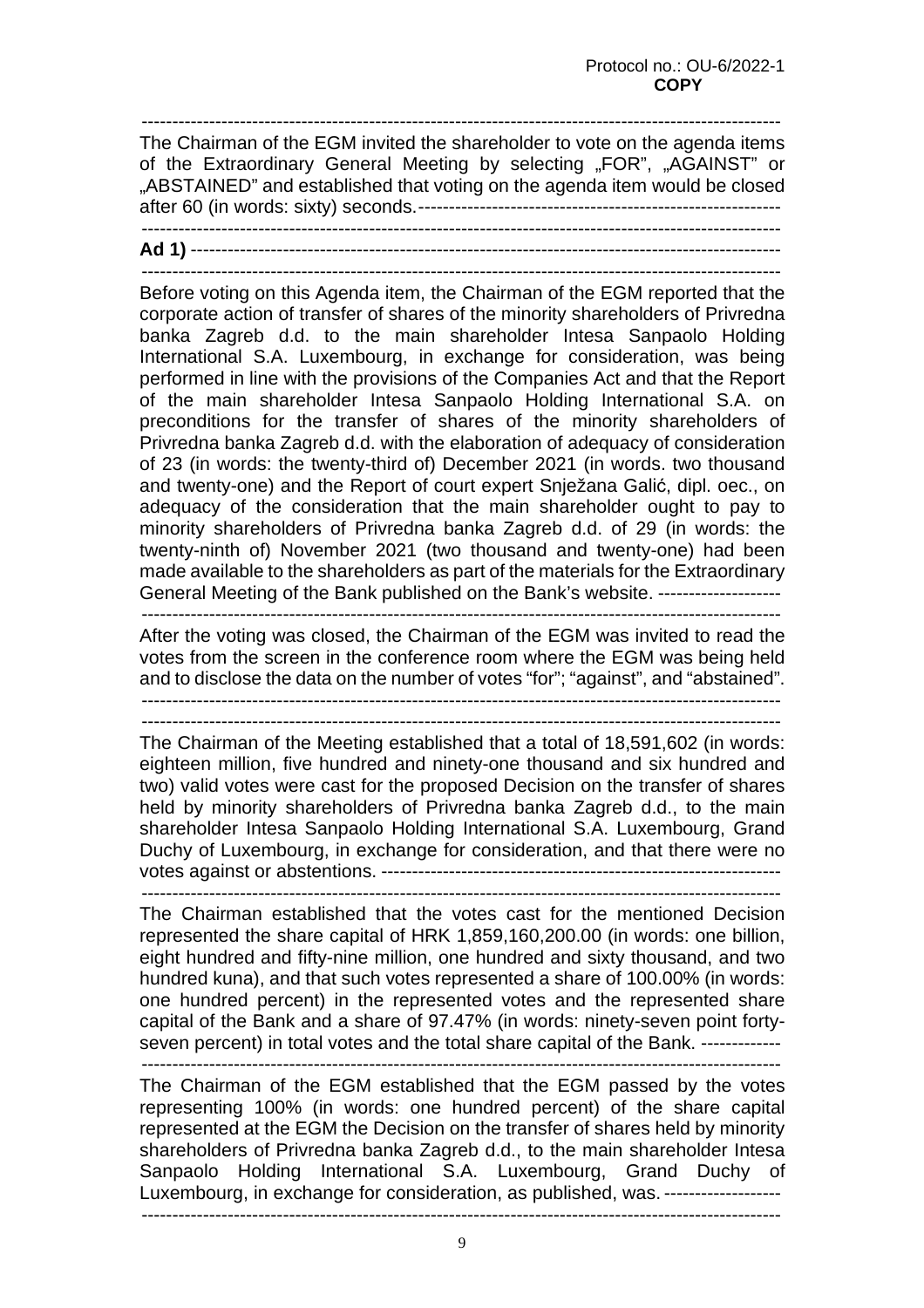Protocol no.: OU-6/2022-1
**COPY**

---

The Chairman of the EGM invited the shareholder to vote on the agenda items of the Extraordinary General Meeting by selecting „FOR", „AGAINST" or „ABSTAINED" and established that voting on the agenda item would be closed after 60 (in words: sixty) seconds.----------------------------------------------------------

---

**Ad 1)** ------------------------------------------------------------------------------------------------

---

Before voting on this Agenda item, the Chairman of the EGM reported that the corporate action of transfer of shares of the minority shareholders of Privredna banka Zagreb d.d. to the main shareholder Intesa Sanpaolo Holding International S.A. Luxembourg, in exchange for consideration, was being performed in line with the provisions of the Companies Act and that the Report of the main shareholder Intesa Sanpaolo Holding International S.A. on preconditions for the transfer of shares of the minority shareholders of Privredna banka Zagreb d.d. with the elaboration of adequacy of consideration of 23 (in words: the twenty-third of) December 2021 (in words. two thousand and twenty-one) and the Report of court expert Snježana Galić, dipl. oec., on adequacy of the consideration that the main shareholder ought to pay to minority shareholders of Privredna banka Zagreb d.d. of 29 (in words: the twenty-ninth of) November 2021 (two thousand and twenty-one) had been made available to the shareholders as part of the materials for the Extraordinary General Meeting of the Bank published on the Bank's website. --------------------

---

After the voting was closed, the Chairman of the EGM was invited to read the votes from the screen in the conference room where the EGM was being held and to disclose the data on the number of votes "for"; "against", and "abstained".

---

---

The Chairman of the Meeting established that a total of 18,591,602 (in words: eighteen million, five hundred and ninety-one thousand and six hundred and two) valid votes were cast for the proposed Decision on the transfer of shares held by minority shareholders of Privredna banka Zagreb d.d., to the main shareholder Intesa Sanpaolo Holding International S.A. Luxembourg, Grand Duchy of Luxembourg, in exchange for consideration, and that there were no votes against or abstentions. ----------------------------------------------------------------

---

The Chairman established that the votes cast for the mentioned Decision represented the share capital of HRK 1,859,160,200.00 (in words: one billion, eight hundred and fifty-nine million, one hundred and sixty thousand, and two hundred kuna), and that such votes represented a share of 100.00% (in words: one hundred percent) in the represented votes and the represented share capital of the Bank and a share of 97.47% (in words: ninety-seven point forty-seven percent) in total votes and the total share capital of the Bank. -------------

---

The Chairman of the EGM established that the EGM passed by the votes representing 100% (in words: one hundred percent) of the share capital represented at the EGM the Decision on the transfer of shares held by minority shareholders of Privredna banka Zagreb d.d., to the main shareholder Intesa Sanpaolo Holding International S.A. Luxembourg, Grand Duchy of Luxembourg, in exchange for consideration, as published, was. -------------------

---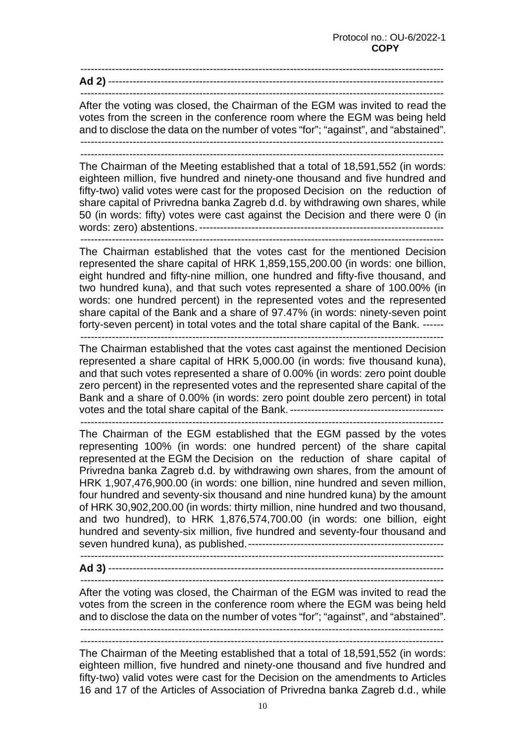**Ad 2)**

After the voting was closed, the Chairman of the EGM was invited to read the votes from the screen in the conference room where the EGM was being held and to disclose the data on the number of votes "for"; "against", and "abstained".

The Chairman of the Meeting established that a total of 18,591,552 (in words: eighteen million, five hundred and ninety-one thousand and five hundred and fifty-two) valid votes were cast for the proposed Decision on the reduction of share capital of Privredna banka Zagreb d.d. by withdrawing own shares, while 50 (in words: fifty) votes were cast against the Decision and there were 0 (in words: zero) abstentions.

The Chairman established that the votes cast for the mentioned Decision represented the share capital of HRK 1,859,155,200.00 (in words: one billion, eight hundred and fifty-nine million, one hundred and fifty-five thousand, and two hundred kuna), and that such votes represented a share of 100.00% (in words: one hundred percent) in the represented votes and the represented share capital of the Bank and a share of 97.47% (in words: ninety-seven point forty-seven percent) in total votes and the total share capital of the Bank.

The Chairman established that the votes cast against the mentioned Decision represented a share capital of HRK 5,000.00 (in words: five thousand kuna), and that such votes represented a share of 0.00% (in words: zero point double zero percent) in the represented votes and the represented share capital of the Bank and a share of 0.00% (in words: zero point double zero percent) in total votes and the total share capital of the Bank.

The Chairman of the EGM established that the EGM passed by the votes representing 100% (in words: one hundred percent) of the share capital represented at the EGM the Decision on the reduction of share capital of Privredna banka Zagreb d.d. by withdrawing own shares, from the amount of HRK 1,907,476,900.00 (in words: one billion, nine hundred and seven million, four hundred and seventy-six thousand and nine hundred kuna) by the amount of HRK 30,902,200.00 (in words: thirty million, nine hundred and two thousand, and two hundred), to HRK 1,876,574,700.00 (in words: one billion, eight hundred and seventy-six million, five hundred and seventy-four thousand and seven hundred kuna), as published.

**Ad 3)**

After the voting was closed, the Chairman of the EGM was invited to read the votes from the screen in the conference room where the EGM was being held and to disclose the data on the number of votes "for"; "against", and "abstained".

The Chairman of the Meeting established that a total of 18,591,552 (in words: eighteen million, five hundred and ninety-one thousand and five hundred and fifty-two) valid votes were cast for the Decision on the amendments to Articles 16 and 17 of the Articles of Association of Privredna banka Zagreb d.d., while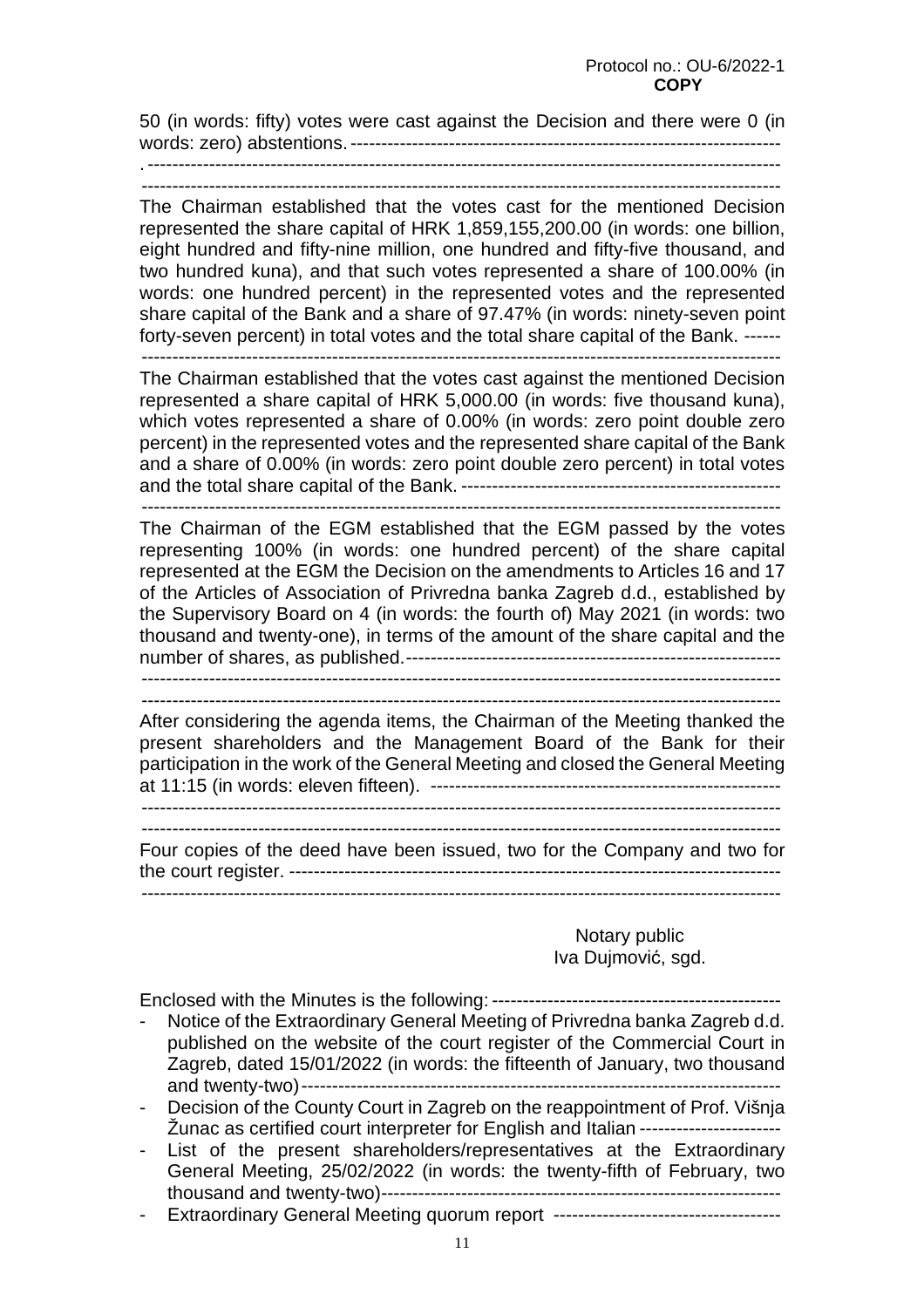Protocol no.: OU-6/2022-1
**COPY**

50 (in words: fifty) votes were cast against the Decision and there were 0 (in words: zero) abstentions. -----------------------------------------------------------------------
.------------------------------------------------------------------------------------------------------
--------------------------------------------------------------------------------------------------------

The Chairman established that the votes cast for the mentioned Decision represented the share capital of HRK 1,859,155,200.00 (in words: one billion, eight hundred and fifty-nine million, one hundred and fifty-five thousand, and two hundred kuna), and that such votes represented a share of 100.00% (in words: one hundred percent) in the represented votes and the represented share capital of the Bank and a share of 97.47% (in words: ninety-seven point forty-seven percent) in total votes and the total share capital of the Bank. ------
--------------------------------------------------------------------------------------------------------

The Chairman established that the votes cast against the mentioned Decision represented a share capital of HRK 5,000.00 (in words: five thousand kuna), which votes represented a share of 0.00% (in words: zero point double zero percent) in the represented votes and the represented share capital of the Bank and a share of 0.00% (in words: zero point double zero percent) in total votes and the total share capital of the Bank. -----------------------------------------------------
--------------------------------------------------------------------------------------------------------

The Chairman of the EGM established that the EGM passed by the votes representing 100% (in words: one hundred percent) of the share capital represented at the EGM the Decision on the amendments to Articles 16 and 17 of the Articles of Association of Privredna banka Zagreb d.d., established by the Supervisory Board on 4 (in words: the fourth of) May 2021 (in words: two thousand and twenty-one), in terms of the amount of the share capital and the number of shares, as published.-------------------------------------------------------------
--------------------------------------------------------------------------------------------------------
--------------------------------------------------------------------------------------------------------

After considering the agenda items, the Chairman of the Meeting thanked the present shareholders and the Management Board of the Bank for their participation in the work of the General Meeting and closed the General Meeting at 11:15 (in words: eleven fifteen). ---------------------------------------------------------
--------------------------------------------------------------------------------------------------------
--------------------------------------------------------------------------------------------------------

Four copies of the deed have been issued, two for the Company and two for the court register. -------------------------------------------------------------------------------
--------------------------------------------------------------------------------------------------------

Notary public
Iva Dujmović, sgd.

Enclosed with the Minutes is the following: -----------------------------------------------

- Notice of the Extraordinary General Meeting of Privredna banka Zagreb d.d. published on the website of the court register of the Commercial Court in Zagreb, dated 15/01/2022 (in words: the fifteenth of January, two thousand and twenty-two)----------------------------------------------------------------------------
- Decision of the County Court in Zagreb on the reappointment of Prof. Višnja Žunac as certified court interpreter for English and Italian ----------------------
- List of the present shareholders/representatives at the Extraordinary General Meeting, 25/02/2022 (in words: the twenty-fifth of February, two thousand and twenty-two)-----------------------------------------------------------------
- Extraordinary General Meeting quorum report -------------------------------------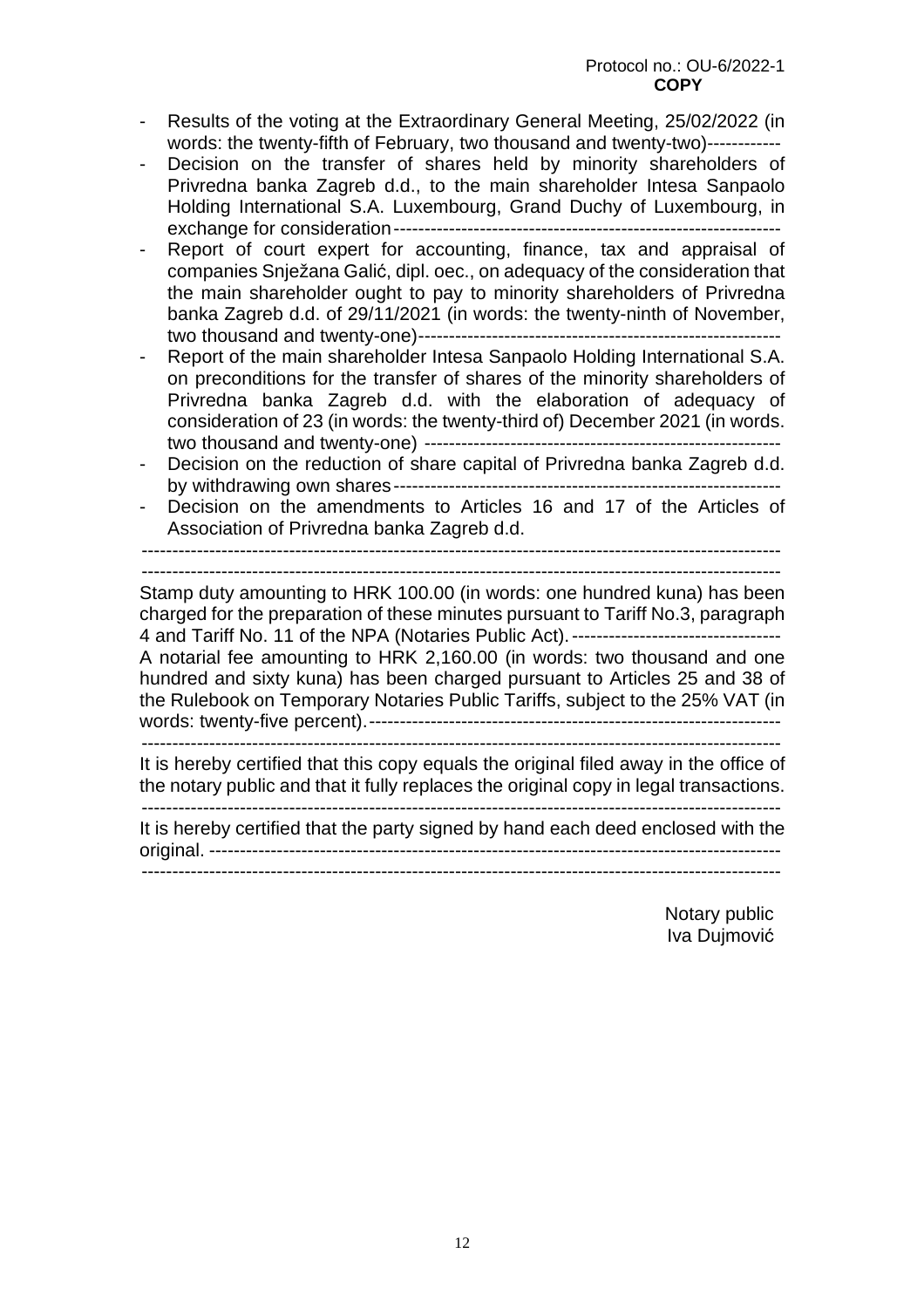Protocol no.: OU-6/2022-1
**COPY**

- Results of the voting at the Extraordinary General Meeting, 25/02/2022 (in words: the twenty-fifth of February, two thousand and twenty-two)------------
- Decision on the transfer of shares held by minority shareholders of Privredna banka Zagreb d.d., to the main shareholder Intesa Sanpaolo Holding International S.A. Luxembourg, Grand Duchy of Luxembourg, in exchange for consideration----------------------------------------------------------------
- Report of court expert for accounting, finance, tax and appraisal of companies Snježana Galić, dipl. oec., on adequacy of the consideration that the main shareholder ought to pay to minority shareholders of Privredna banka Zagreb d.d. of 29/11/2021 (in words: the twenty-ninth of November, two thousand and twenty-one)-----------------------------------------------------------
- Report of the main shareholder Intesa Sanpaolo Holding International S.A. on preconditions for the transfer of shares of the minority shareholders of Privredna banka Zagreb d.d. with the elaboration of adequacy of consideration of 23 (in words: the twenty-third of) December 2021 (in words. two thousand and twenty-one) ---------------------------------------------------------
- Decision on the reduction of share capital of Privredna banka Zagreb d.d. by withdrawing own shares---------------------------------------------------------------
- Decision on the amendments to Articles 16 and 17 of the Articles of Association of Privredna banka Zagreb d.d.

-----------------------------------------------------------------------------------------------------

-----------------------------------------------------------------------------------------------------

Stamp duty amounting to HRK 100.00 (in words: one hundred kuna) has been charged for the preparation of these minutes pursuant to Tariff No.3, paragraph 4 and Tariff No. 11 of the NPA (Notaries Public Act).----------------------------------

A notarial fee amounting to HRK 2,160.00 (in words: two thousand and one hundred and sixty kuna) has been charged pursuant to Articles 25 and 38 of the Rulebook on Temporary Notaries Public Tariffs, subject to the 25% VAT (in words: twenty-five percent).-------------------------------------------------------------------

-----------------------------------------------------------------------------------------------------

It is hereby certified that this copy equals the original filed away in the office of the notary public and that it fully replaces the original copy in legal transactions.

-----------------------------------------------------------------------------------------------------

It is hereby certified that the party signed by hand each deed enclosed with the original. ---------------------------------------------------------------------------------------------

-----------------------------------------------------------------------------------------------------

Notary public
Iva Dujmović